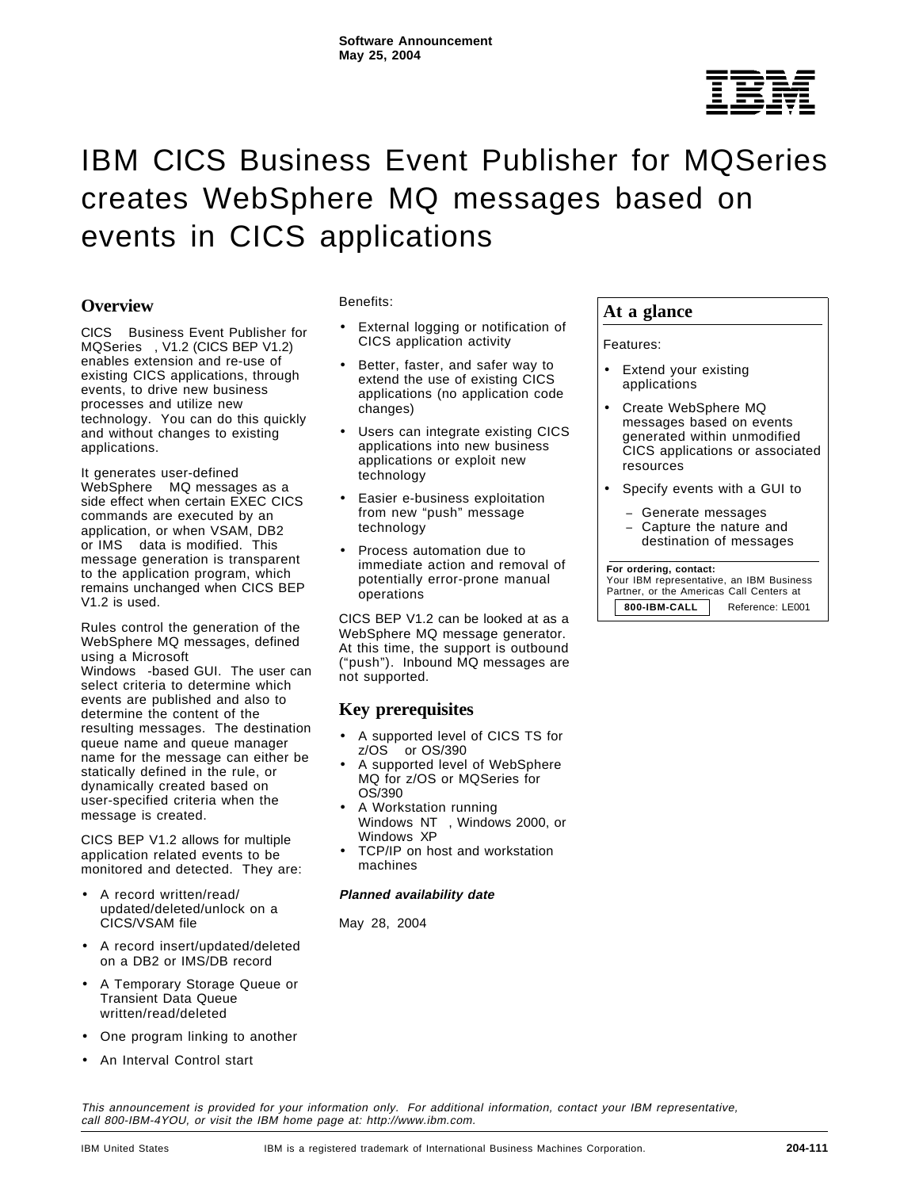Software Announcement
May 25, 2004

# IBM CICS Business Event Publisher for MQSeries creates WebSphere MQ messages based on events in CICS applications

## Overview

CICS Business Event Publisher for MQSeries, V1.2 (CICS BEP V1.2) enables extension and re-use of existing CICS applications, through events, to drive new business processes and utilize new technology. You can do this quickly and without changes to existing applications.

It generates user-defined WebSphere MQ messages as a side effect when certain EXEC CICS commands are executed by an application, or when VSAM, DB2 or IMS data is modified. This message generation is transparent to the application program, which remains unchanged when CICS BEP V1.2 is used.

Rules control the generation of the WebSphere MQ messages, defined using a Microsoft Windows-based GUI. The user can select criteria to determine which events are published and also to determine the content of the resulting messages. The destination queue name and queue manager name for the message can either be statically defined in the rule, or dynamically created based on user-specified criteria when the message is created.

CICS BEP V1.2 allows for multiple application related events to be monitored and detected. They are:

- A record written/read/updated/deleted/unlock on a CICS/VSAM file
- A record insert/updated/deleted on a DB2 or IMS/DB record
- A Temporary Storage Queue or Transient Data Queue written/read/deleted
- One program linking to another
- An Interval Control start

Benefits:

- External logging or notification of CICS application activity
- Better, faster, and safer way to extend the use of existing CICS applications (no application code changes)
- Users can integrate existing CICS applications into new business applications or exploit new technology
- Easier e-business exploitation from new "push" message technology
- Process automation due to immediate action and removal of potentially error-prone manual operations

CICS BEP V1.2 can be looked at as a WebSphere MQ message generator. At this time, the support is outbound ("push"). Inbound MQ messages are not supported.

## Key prerequisites

- A supported level of CICS TS for z/OS or OS/390
- A supported level of WebSphere MQ for z/OS or MQSeries for OS/390
- A Workstation running Windows NT, Windows 2000, or Windows XP
- TCP/IP on host and workstation machines

***Planned availability date***

May 28, 2004

## At a glance

Features:

- Extend your existing applications
- Create WebSphere MQ messages based on events generated within unmodified CICS applications or associated resources
- Specify events with a GUI to
  - Generate messages
  - Capture the nature and destination of messages

**For ordering, contact:**
Your IBM representative, an IBM Business Partner, or the Americas Call Centers at **800-IBM-CALL** Reference: LE001

*This announcement is provided for your information only. For additional information, contact your IBM representative, call 800-IBM-4YOU, or visit the IBM home page at: http://www.ibm.com.*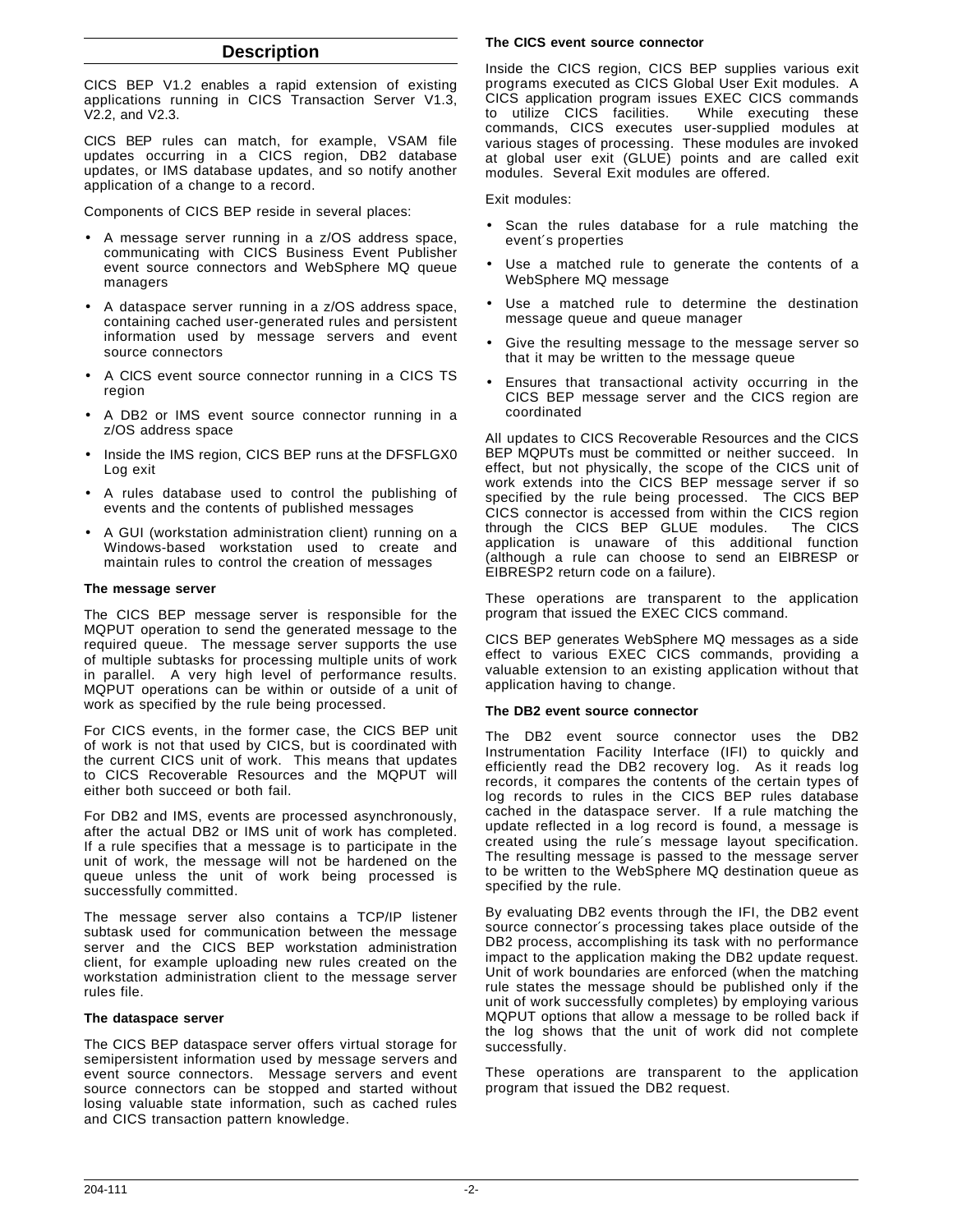## Description

CICS BEP V1.2 enables a rapid extension of existing applications running in CICS Transaction Server V1.3, V2.2, and V2.3.

CICS BEP rules can match, for example, VSAM file updates occurring in a CICS region, DB2 database updates, or IMS database updates, and so notify another application of a change to a record.

Components of CICS BEP reside in several places:

- A message server running in a z/OS address space, communicating with CICS Business Event Publisher event source connectors and WebSphere MQ queue managers
- A dataspace server running in a z/OS address space, containing cached user-generated rules and persistent information used by message servers and event source connectors
- A CICS event source connector running in a CICS TS region
- A DB2 or IMS event source connector running in a z/OS address space
- Inside the IMS region, CICS BEP runs at the DFSFLGX0 Log exit
- A rules database used to control the publishing of events and the contents of published messages
- A GUI (workstation administration client) running on a Windows-based workstation used to create and maintain rules to control the creation of messages

**The message server**

The CICS BEP message server is responsible for the MQPUT operation to send the generated message to the required queue. The message server supports the use of multiple subtasks for processing multiple units of work in parallel. A very high level of performance results. MQPUT operations can be within or outside of a unit of work as specified by the rule being processed.

For CICS events, in the former case, the CICS BEP unit of work is not that used by CICS, but is coordinated with the current CICS unit of work. This means that updates to CICS Recoverable Resources and the MQPUT will either both succeed or both fail.

For DB2 and IMS, events are processed asynchronously, after the actual DB2 or IMS unit of work has completed. If a rule specifies that a message is to participate in the unit of work, the message will not be hardened on the queue unless the unit of work being processed is successfully committed.

The message server also contains a TCP/IP listener subtask used for communication between the message server and the CICS BEP workstation administration client, for example uploading new rules created on the workstation administration client to the message server rules file.

**The dataspace server**

The CICS BEP dataspace server offers virtual storage for semipersistent information used by message servers and event source connectors. Message servers and event source connectors can be stopped and started without losing valuable state information, such as cached rules and CICS transaction pattern knowledge.

**The CICS event source connector**

Inside the CICS region, CICS BEP supplies various exit programs executed as CICS Global User Exit modules. A CICS application program issues EXEC CICS commands to utilize CICS facilities. While executing these commands, CICS executes user-supplied modules at various stages of processing. These modules are invoked at global user exit (GLUE) points and are called exit modules. Several Exit modules are offered.

Exit modules:

- Scan the rules database for a rule matching the event´s properties
- Use a matched rule to generate the contents of a WebSphere MQ message
- Use a matched rule to determine the destination message queue and queue manager
- Give the resulting message to the message server so that it may be written to the message queue
- Ensures that transactional activity occurring in the CICS BEP message server and the CICS region are coordinated

All updates to CICS Recoverable Resources and the CICS BEP MQPUTs must be committed or neither succeed. In effect, but not physically, the scope of the CICS unit of work extends into the CICS BEP message server if so specified by the rule being processed. The CICS BEP CICS connector is accessed from within the CICS region through the CICS BEP GLUE modules. The CICS application is unaware of this additional function (although a rule can choose to send an EIBRESP or EIBRESP2 return code on a failure).

These operations are transparent to the application program that issued the EXEC CICS command.

CICS BEP generates WebSphere MQ messages as a side effect to various EXEC CICS commands, providing a valuable extension to an existing application without that application having to change.

**The DB2 event source connector**

The DB2 event source connector uses the DB2 Instrumentation Facility Interface (IFI) to quickly and efficiently read the DB2 recovery log. As it reads log records, it compares the contents of the certain types of log records to rules in the CICS BEP rules database cached in the dataspace server. If a rule matching the update reflected in a log record is found, a message is created using the rule´s message layout specification. The resulting message is passed to the message server to be written to the WebSphere MQ destination queue as specified by the rule.

By evaluating DB2 events through the IFI, the DB2 event source connector´s processing takes place outside of the DB2 process, accomplishing its task with no performance impact to the application making the DB2 update request. Unit of work boundaries are enforced (when the matching rule states the message should be published only if the unit of work successfully completes) by employing various MQPUT options that allow a message to be rolled back if the log shows that the unit of work did not complete successfully.

These operations are transparent to the application program that issued the DB2 request.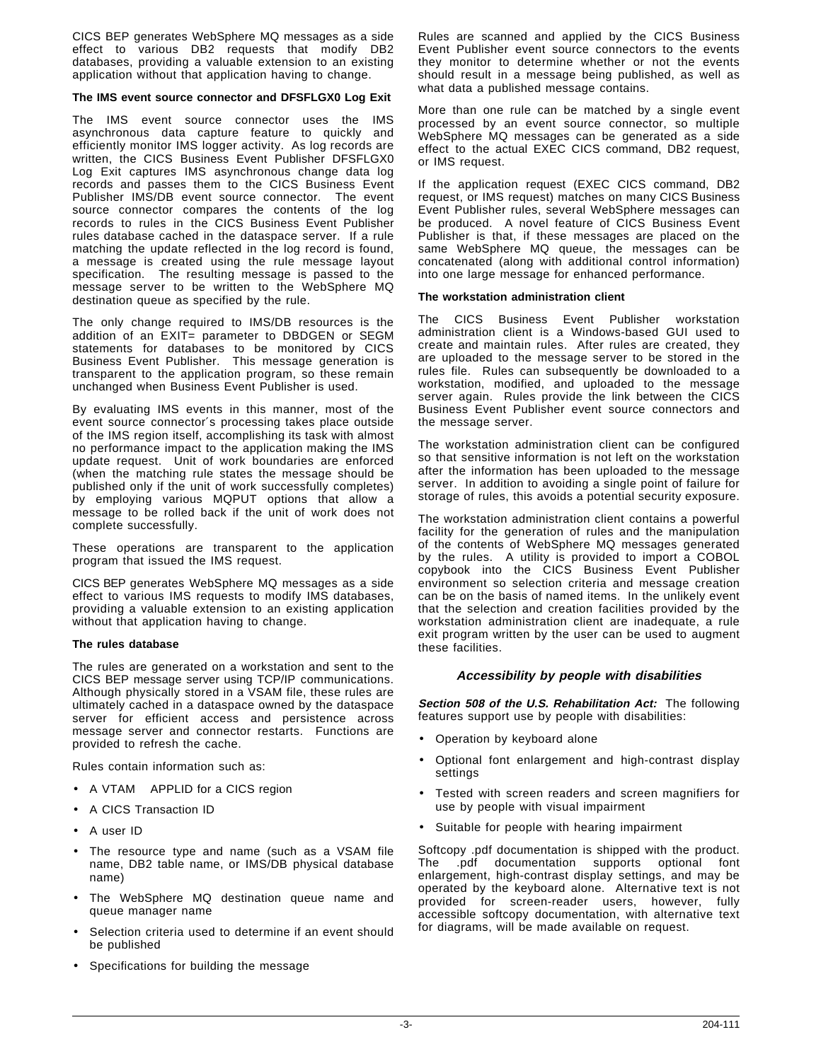CICS BEP generates WebSphere MQ messages as a side effect to various DB2 requests that modify DB2 databases, providing a valuable extension to an existing application without that application having to change.

**The IMS event source connector and DFSFLGX0 Log Exit**

The IMS event source connector uses the IMS asynchronous data capture feature to quickly and efficiently monitor IMS logger activity. As log records are written, the CICS Business Event Publisher DFSFLGX0 Log Exit captures IMS asynchronous change data log records and passes them to the CICS Business Event Publisher IMS/DB event source connector. The event source connector compares the contents of the log records to rules in the CICS Business Event Publisher rules database cached in the dataspace server. If a rule matching the update reflected in the log record is found, a message is created using the rule message layout specification. The resulting message is passed to the message server to be written to the WebSphere MQ destination queue as specified by the rule.

The only change required to IMS/DB resources is the addition of an EXIT= parameter to DBDGEN or SEGM statements for databases to be monitored by CICS Business Event Publisher. This message generation is transparent to the application program, so these remain unchanged when Business Event Publisher is used.

By evaluating IMS events in this manner, most of the event source connector´s processing takes place outside of the IMS region itself, accomplishing its task with almost no performance impact to the application making the IMS update request. Unit of work boundaries are enforced (when the matching rule states the message should be published only if the unit of work successfully completes) by employing various MQPUT options that allow a message to be rolled back if the unit of work does not complete successfully.

These operations are transparent to the application program that issued the IMS request.

CICS BEP generates WebSphere MQ messages as a side effect to various IMS requests to modify IMS databases, providing a valuable extension to an existing application without that application having to change.

**The rules database**

The rules are generated on a workstation and sent to the CICS BEP message server using TCP/IP communications. Although physically stored in a VSAM file, these rules are ultimately cached in a dataspace owned by the dataspace server for efficient access and persistence across message server and connector restarts. Functions are provided to refresh the cache.

Rules contain information such as:

- A VTAM APPLID for a CICS region
- A CICS Transaction ID
- A user ID
- The resource type and name (such as a VSAM file name, DB2 table name, or IMS/DB physical database name)
- The WebSphere MQ destination queue name and queue manager name
- Selection criteria used to determine if an event should be published
- Specifications for building the message

Rules are scanned and applied by the CICS Business Event Publisher event source connectors to the events they monitor to determine whether or not the events should result in a message being published, as well as what data a published message contains.

More than one rule can be matched by a single event processed by an event source connector, so multiple WebSphere MQ messages can be generated as a side effect to the actual EXEC CICS command, DB2 request, or IMS request.

If the application request (EXEC CICS command, DB2 request, or IMS request) matches on many CICS Business Event Publisher rules, several WebSphere messages can be produced. A novel feature of CICS Business Event Publisher is that, if these messages are placed on the same WebSphere MQ queue, the messages can be concatenated (along with additional control information) into one large message for enhanced performance.

**The workstation administration client**

The CICS Business Event Publisher workstation administration client is a Windows-based GUI used to create and maintain rules. After rules are created, they are uploaded to the message server to be stored in the rules file. Rules can subsequently be downloaded to a workstation, modified, and uploaded to the message server again. Rules provide the link between the CICS Business Event Publisher event source connectors and the message server.

The workstation administration client can be configured so that sensitive information is not left on the workstation after the information has been uploaded to the message server. In addition to avoiding a single point of failure for storage of rules, this avoids a potential security exposure.

The workstation administration client contains a powerful facility for the generation of rules and the manipulation of the contents of WebSphere MQ messages generated by the rules. A utility is provided to import a COBOL copybook into the CICS Business Event Publisher environment so selection criteria and message creation can be on the basis of named items. In the unlikely event that the selection and creation facilities provided by the workstation administration client are inadequate, a rule exit program written by the user can be used to augment these facilities.

## Accessibility by people with disabilities

***Section 508 of the U.S. Rehabilitation Act:*** The following features support use by people with disabilities:

- Operation by keyboard alone
- Optional font enlargement and high-contrast display settings
- Tested with screen readers and screen magnifiers for use by people with visual impairment
- Suitable for people with hearing impairment

Softcopy .pdf documentation is shipped with the product. The .pdf documentation supports optional font enlargement, high-contrast display settings, and may be operated by the keyboard alone. Alternative text is not provided for screen-reader users, however, fully accessible softcopy documentation, with alternative text for diagrams, will be made available on request.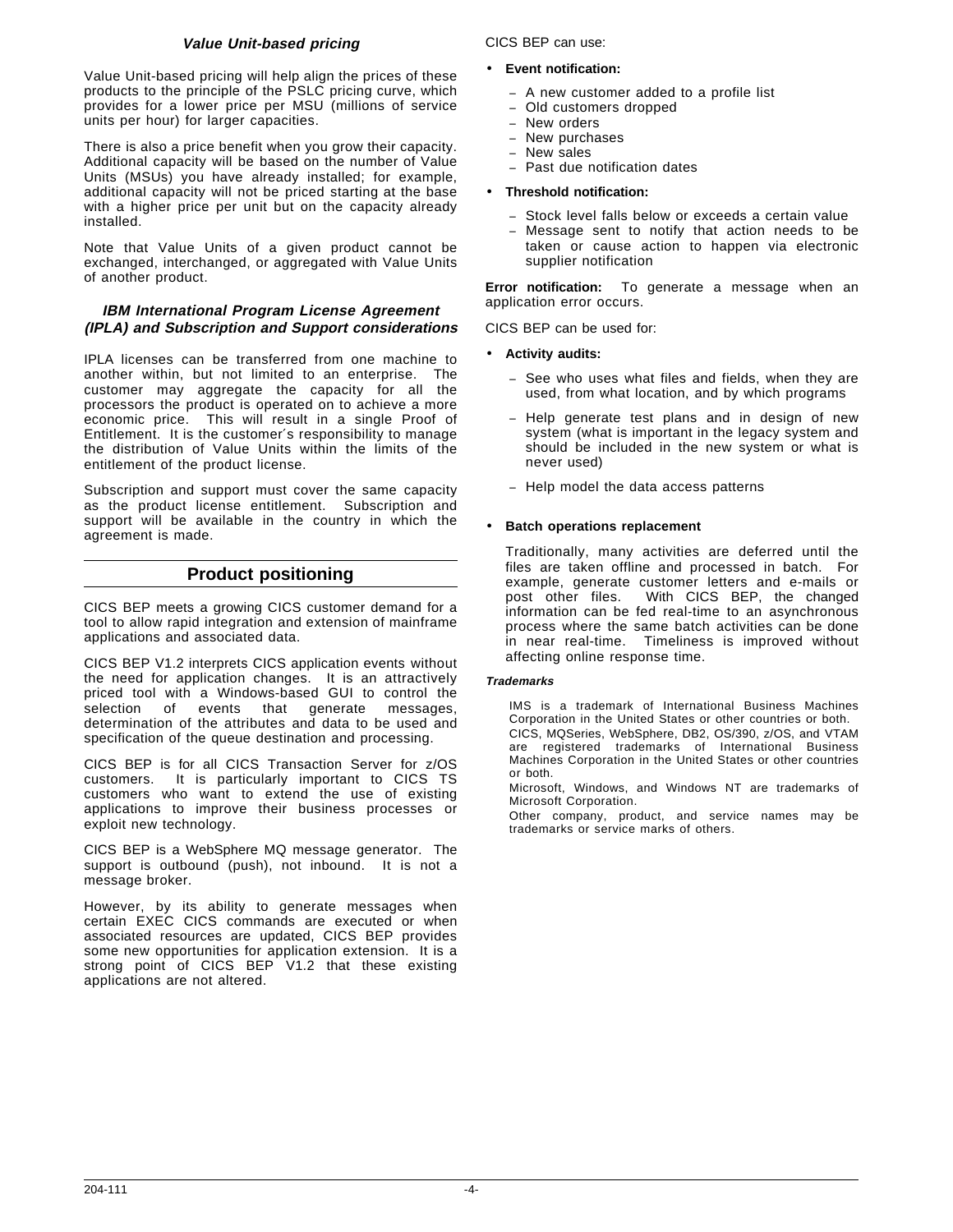### Value Unit-based pricing

Value Unit-based pricing will help align the prices of these products to the principle of the PSLC pricing curve, which provides for a lower price per MSU (millions of service units per hour) for larger capacities.

There is also a price benefit when you grow their capacity. Additional capacity will be based on the number of Value Units (MSUs) you have already installed; for example, additional capacity will not be priced starting at the base with a higher price per unit but on the capacity already installed.

Note that Value Units of a given product cannot be exchanged, interchanged, or aggregated with Value Units of another product.

### IBM International Program License Agreement (IPLA) and Subscription and Support considerations

IPLA licenses can be transferred from one machine to another within, but not limited to an enterprise. The customer may aggregate the capacity for all the processors the product is operated on to achieve a more economic price. This will result in a single Proof of Entitlement. It is the customer's responsibility to manage the distribution of Value Units within the limits of the entitlement of the product license.

Subscription and support must cover the same capacity as the product license entitlement. Subscription and support will be available in the country in which the agreement is made.

## Product positioning

CICS BEP meets a growing CICS customer demand for a tool to allow rapid integration and extension of mainframe applications and associated data.

CICS BEP V1.2 interprets CICS application events without the need for application changes. It is an attractively priced tool with a Windows-based GUI to control the selection of events that generate messages, determination of the attributes and data to be used and specification of the queue destination and processing.

CICS BEP is for all CICS Transaction Server for z/OS customers. It is particularly important to CICS TS customers who want to extend the use of existing applications to improve their business processes or exploit new technology.

CICS BEP is a WebSphere MQ message generator. The support is outbound (push), not inbound. It is not a message broker.

However, by its ability to generate messages when certain EXEC CICS commands are executed or when associated resources are updated, CICS BEP provides some new opportunities for application extension. It is a strong point of CICS BEP V1.2 that these existing applications are not altered.

CICS BEP can use:

- **Event notification:**
  - A new customer added to a profile list
  - Old customers dropped
  - New orders
  - New purchases
  - New sales
  - Past due notification dates
- **Threshold notification:**
  - Stock level falls below or exceeds a certain value
  - Message sent to notify that action needs to be taken or cause action to happen via electronic supplier notification

**Error notification:** To generate a message when an application error occurs.

CICS BEP can be used for:

- **Activity audits:**
  - See who uses what files and fields, when they are used, from what location, and by which programs
  - Help generate test plans and in design of new system (what is important in the legacy system and should be included in the new system or what is never used)
  - Help model the data access patterns
- **Batch operations replacement**

  Traditionally, many activities are deferred until the files are taken offline and processed in batch. For example, generate customer letters and e-mails or post other files. With CICS BEP, the changed information can be fed real-time to an asynchronous process where the same batch activities can be done in near real-time. Timeliness is improved without affecting online response time.

#### Trademarks

IMS is a trademark of International Business Machines Corporation in the United States or other countries or both.

CICS, MQSeries, WebSphere, DB2, OS/390, z/OS, and VTAM are registered trademarks of International Business Machines Corporation in the United States or other countries or both.

Microsoft, Windows, and Windows NT are trademarks of Microsoft Corporation.

Other company, product, and service names may be trademarks or service marks of others.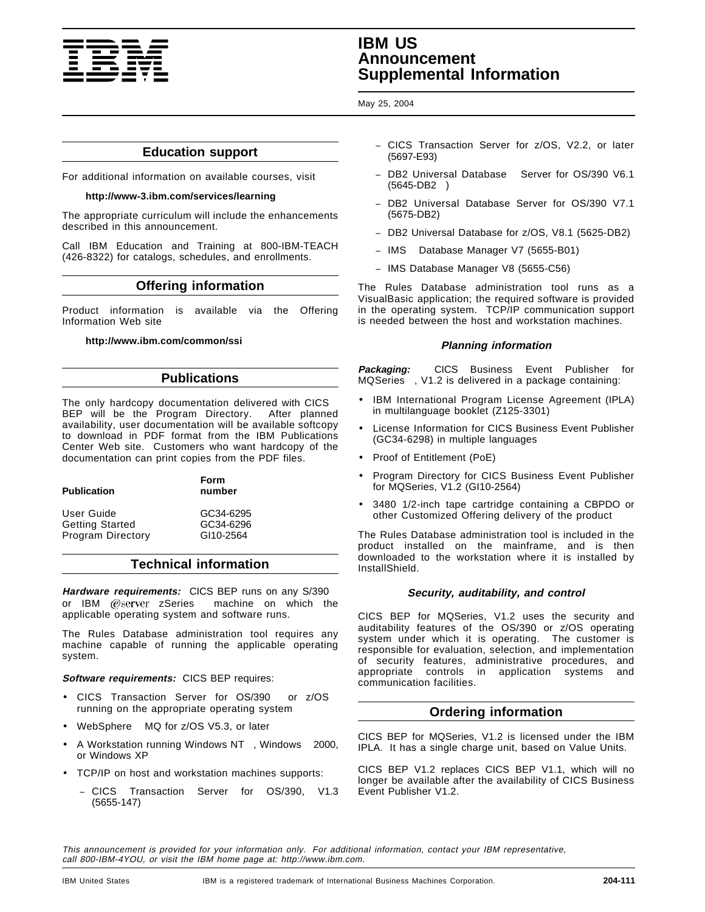## Education support

For additional information on available courses, visit

**http://www-3.ibm.com/services/learning**

The appropriate curriculum will include the enhancements described in this announcement.

Call IBM Education and Training at 800-IBM-TEACH (426-8322) for catalogs, schedules, and enrollments.

## Offering information

Product information is available via the Offering Information Web site

**http://www.ibm.com/common/ssi**

## Publications

The only hardcopy documentation delivered with CICS BEP will be the Program Directory. After planned availability, user documentation will be available softcopy to download in PDF format from the IBM Publications Center Web site. Customers who want hardcopy of the documentation can print copies from the PDF files.

| Publication | Form number |
|---|---|
| User Guide | GC34-6295 |
| Getting Started | GC34-6296 |
| Program Directory | GI10-2564 |

## Technical information

***Hardware requirements:*** CICS BEP runs on any S/390 or IBM @server zSeries machine on which the applicable operating system and software runs.

The Rules Database administration tool requires any machine capable of running the applicable operating system.

***Software requirements:*** CICS BEP requires:

- CICS Transaction Server for OS/390 or z/OS running on the appropriate operating system
- WebSphere MQ for z/OS V5.3, or later
- A Workstation running Windows NT, Windows 2000, or Windows XP
- TCP/IP on host and workstation machines supports:
  - CICS Transaction Server for OS/390, V1.3 (5655-147)
  - CICS Transaction Server for z/OS, V2.2, or later (5697-E93)
  - DB2 Universal Database Server for OS/390 V6.1 (5645-DB2)
  - DB2 Universal Database Server for OS/390 V7.1 (5675-DB2)
  - DB2 Universal Database for z/OS, V8.1 (5625-DB2)
  - IMS Database Manager V7 (5655-B01)
  - IMS Database Manager V8 (5655-C56)

The Rules Database administration tool runs as a VisualBasic application; the required software is provided in the operating system. TCP/IP communication support is needed between the host and workstation machines.

### *Planning information*

***Packaging:*** CICS Business Event Publisher for MQSeries, V1.2 is delivered in a package containing:

- IBM International Program License Agreement (IPLA) in multilanguage booklet (Z125-3301)
- License Information for CICS Business Event Publisher (GC34-6298) in multiple languages
- Proof of Entitlement (PoE)
- Program Directory for CICS Business Event Publisher for MQSeries, V1.2 (GI10-2564)
- 3480 1/2-inch tape cartridge containing a CBPDO or other Customized Offering delivery of the product

The Rules Database administration tool is included in the product installed on the mainframe, and is then downloaded to the workstation where it is installed by InstallShield.

### *Security, auditability, and control*

CICS BEP for MQSeries, V1.2 uses the security and auditability features of the OS/390 or z/OS operating system under which it is operating. The customer is responsible for evaluation, selection, and implementation of security features, administrative procedures, and appropriate controls in application systems and communication facilities.

## Ordering information

CICS BEP for MQSeries, V1.2 is licensed under the IBM IPLA. It has a single charge unit, based on Value Units.

CICS BEP V1.2 replaces CICS BEP V1.1, which will no longer be available after the availability of CICS Business Event Publisher V1.2.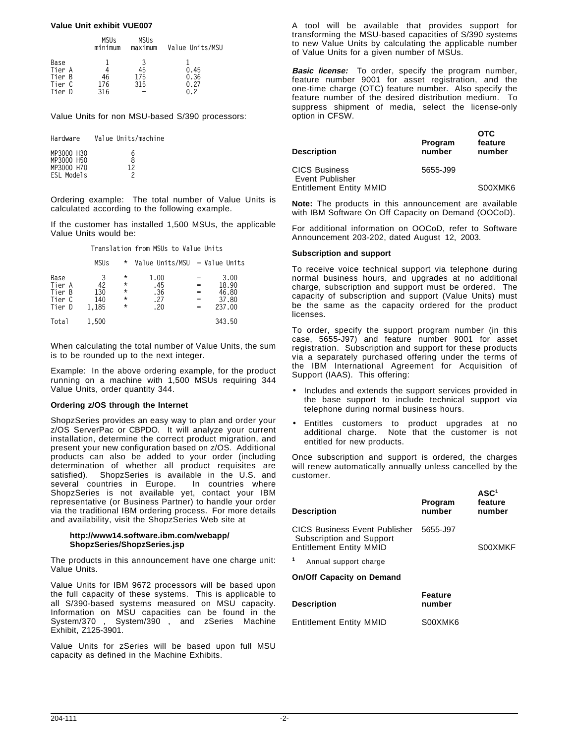**Value Unit exhibit VUE007**

| | MSUs minimum | MSUs maximum | Value Units/MSU |
|---|---|---|---|
| Base | 1 | 3 | 1 |
| Tier A | 4 | 45 | 0.45 |
| Tier B | 46 | 175 | 0.36 |
| Tier C | 176 | 315 | 0.27 |
| Tier D | 316 | + | 0.2 |

Value Units for non MSU-based S/390 processors:

| Hardware | Value Units/machine |
|---|---|
| MP3000 H30 | 6 |
| MP3000 H50 | 8 |
| MP3000 H70 | 12 |
| ESL Models | 2 |

Ordering example: The total number of Value Units is calculated according to the following example.

If the customer has installed 1,500 MSUs, the applicable Value Units would be:

Translation from MSUs to Value Units

| | MSUs | * | Value Units/MSU | = | Value Units |
|---|---|---|---|---|---|
| Base | 3 | * | 1.00 | = | 3.00 |
| Tier A | 42 | * | .45 | = | 18.90 |
| Tier B | 130 | * | .36 | = | 46.80 |
| Tier C | 140 | * | .27 | = | 37.80 |
| Tier D | 1,185 | * | .20 | = | 237.00 |
| Total | 1,500 | | | | 343.50 |

When calculating the total number of Value Units, the sum is to be rounded up to the next integer.

Example: In the above ordering example, for the product running on a machine with 1,500 MSUs requiring 344 Value Units, order quantity 344.

**Ordering z/OS through the Internet**

ShopzSeries provides an easy way to plan and order your z/OS ServerPac or CBPDO. It will analyze your current installation, determine the correct product migration, and present your new configuration based on z/OS. Additional products can also be added to your order (including determination of whether all product requisites are satisfied). ShopzSeries is available in the U.S. and several countries in Europe. In countries where ShopzSeries is not available yet, contact your IBM representative (or Business Partner) to handle your order via the traditional IBM ordering process. For more details and availability, visit the ShopzSeries Web site at

**http://www14.software.ibm.com/webapp/ShopzSeries/ShopzSeries.jsp**

The products in this announcement have one charge unit: Value Units.

Value Units for IBM 9672 processors will be based upon the full capacity of these systems. This is applicable to all S/390-based systems measured on MSU capacity. Information on MSU capacities can be found in the System/370 , System/390 , and zSeries Machine Exhibit, Z125-3901.

Value Units for zSeries will be based upon full MSU capacity as defined in the Machine Exhibits.

A tool will be available that provides support for transforming the MSU-based capacities of S/390 systems to new Value Units by calculating the applicable number of Value Units for a given number of MSUs.

***Basic license:*** To order, specify the program number, feature number 9001 for asset registration, and the one-time charge (OTC) feature number. Also specify the feature number of the desired distribution medium. To suppress shipment of media, select the license-only option in CFSW.

| Description | Program number | OTC feature number |
|---|---|---|
| CICS Business Event Publisher | 5655-J99 | |
| Entitlement Entity MMID | | S00XMK6 |

**Note:** The products in this announcement are available with IBM Software On Off Capacity on Demand (OOCoD).

For additional information on OOCoD, refer to Software Announcement 203-202, dated August 12, 2003.

**Subscription and support**

To receive voice technical support via telephone during normal business hours, and upgrades at no additional charge, subscription and support must be ordered. The capacity of subscription and support (Value Units) must be the same as the capacity ordered for the product licenses.

To order, specify the support program number (in this case, 5655-J97) and feature number 9001 for asset registration. Subscription and support for these products via a separately purchased offering under the terms of the IBM International Agreement for Acquisition of Support (IAAS). This offering:

- Includes and extends the support services provided in the base support to include technical support via telephone during normal business hours.
- Entitles customers to product upgrades at no additional charge. Note that the customer is not entitled for new products.

Once subscription and support is ordered, the charges will renew automatically annually unless cancelled by the customer.

| Description | Program number | ASC[1] feature number |
|---|---|---|
| CICS Business Event Publisher Subscription and Support | 5655-J97 | |
| Entitlement Entity MMID | | S00XMKF |

[1] Annual support charge

**On/Off Capacity on Demand**

| Description | Feature number |
|---|---|
| Entitlement Entity MMID | S00XMK6 |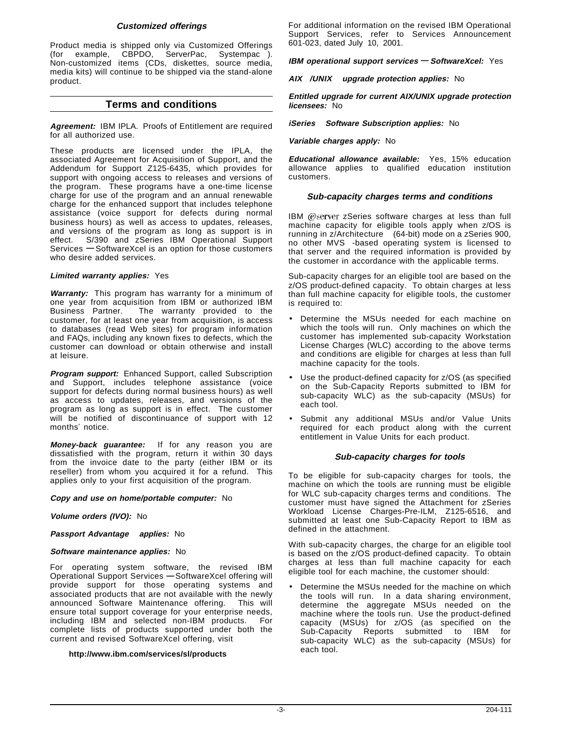### Customized offerings

Product media is shipped only via Customized Offerings (for example, CBPDO, ServerPac, Systempac ). Non-customized items (CDs, diskettes, source media, media kits) will continue to be shipped via the stand-alone product.

## Terms and conditions

***Agreement:*** IBM IPLA. Proofs of Entitlement are required for all authorized use.

These products are licensed under the IPLA, the associated Agreement for Acquisition of Support, and the Addendum for Support Z125-6435, which provides for support with ongoing access to releases and versions of the program. These programs have a one-time license charge for use of the program and an annual renewable charge for the enhanced support that includes telephone assistance (voice support for defects during normal business hours) as well as access to updates, releases, and versions of the program as long as support is in effect. S/390 and zSeries IBM Operational Support Services — SoftwareXcel is an option for those customers who desire added services.

***Limited warranty applies:*** Yes

***Warranty:*** This program has warranty for a minimum of one year from acquisition from IBM or authorized IBM Business Partner. The warranty provided to the customer, for at least one year from acquisition, is access to databases (read Web sites) for program information and FAQs, including any known fixes to defects, which the customer can download or obtain otherwise and install at leisure.

***Program support:*** Enhanced Support, called Subscription and Support, includes telephone assistance (voice support for defects during normal business hours) as well as access to updates, releases, and versions of the program as long as support is in effect. The customer will be notified of discontinuance of support with 12 months′ notice.

***Money-back guarantee:*** If for any reason you are dissatisfied with the program, return it within 30 days from the invoice date to the party (either IBM or its reseller) from whom you acquired it for a refund. This applies only to your first acquisition of the program.

***Copy and use on home/portable computer:*** No

***Volume orders (IVO):*** No

***Passport Advantage applies:*** No

***Software maintenance applies:*** No

For operating system software, the revised IBM Operational Support Services — SoftwareXcel offering will provide support for those operating systems and associated products that are not available with the newly announced Software Maintenance offering. This will ensure total support coverage for your enterprise needs, including IBM and selected non-IBM products. For complete lists of products supported under both the current and revised SoftwareXcel offering, visit

**http://www.ibm.com/services/sl/products**

For additional information on the revised IBM Operational Support Services, refer to Services Announcement 601-023, dated July 10, 2001.

***IBM operational support services — SoftwareXcel:*** Yes

***AIX /UNIX upgrade protection applies:*** No

***Entitled upgrade for current AIX/UNIX upgrade protection licensees:*** No

***iSeries Software Subscription applies:*** No

***Variable charges apply:*** No

***Educational allowance available:*** Yes, 15% education allowance applies to qualified education institution customers.

### Sub-capacity charges terms and conditions

IBM @server zSeries software charges at less than full machine capacity for eligible tools apply when z/OS is running in z/Architecture (64-bit) mode on a zSeries 900, no other MVS -based operating system is licensed to that server and the required information is provided by the customer in accordance with the applicable terms.

Sub-capacity charges for an eligible tool are based on the z/OS product-defined capacity. To obtain charges at less than full machine capacity for eligible tools, the customer is required to:

- Determine the MSUs needed for each machine on which the tools will run. Only machines on which the customer has implemented sub-capacity Workstation License Charges (WLC) according to the above terms and conditions are eligible for charges at less than full machine capacity for the tools.
- Use the product-defined capacity for z/OS (as specified on the Sub-Capacity Reports submitted to IBM for sub-capacity WLC) as the sub-capacity (MSUs) for each tool.
- Submit any additional MSUs and/or Value Units required for each product along with the current entitlement in Value Units for each product.

### Sub-capacity charges for tools

To be eligible for sub-capacity charges for tools, the machine on which the tools are running must be eligible for WLC sub-capacity charges terms and conditions. The customer must have signed the Attachment for zSeries Workload License Charges-Pre-ILM, Z125-6516, and submitted at least one Sub-Capacity Report to IBM as defined in the attachment.

With sub-capacity charges, the charge for an eligible tool is based on the z/OS product-defined capacity. To obtain charges at less than full machine capacity for each eligible tool for each machine, the customer should:

- Determine the MSUs needed for the machine on which the tools will run. In a data sharing environment, determine the aggregate MSUs needed on the machine where the tools run. Use the product-defined capacity (MSUs) for z/OS (as specified on the Sub-Capacity Reports submitted to IBM for sub-capacity WLC) as the sub-capacity (MSUs) for each tool.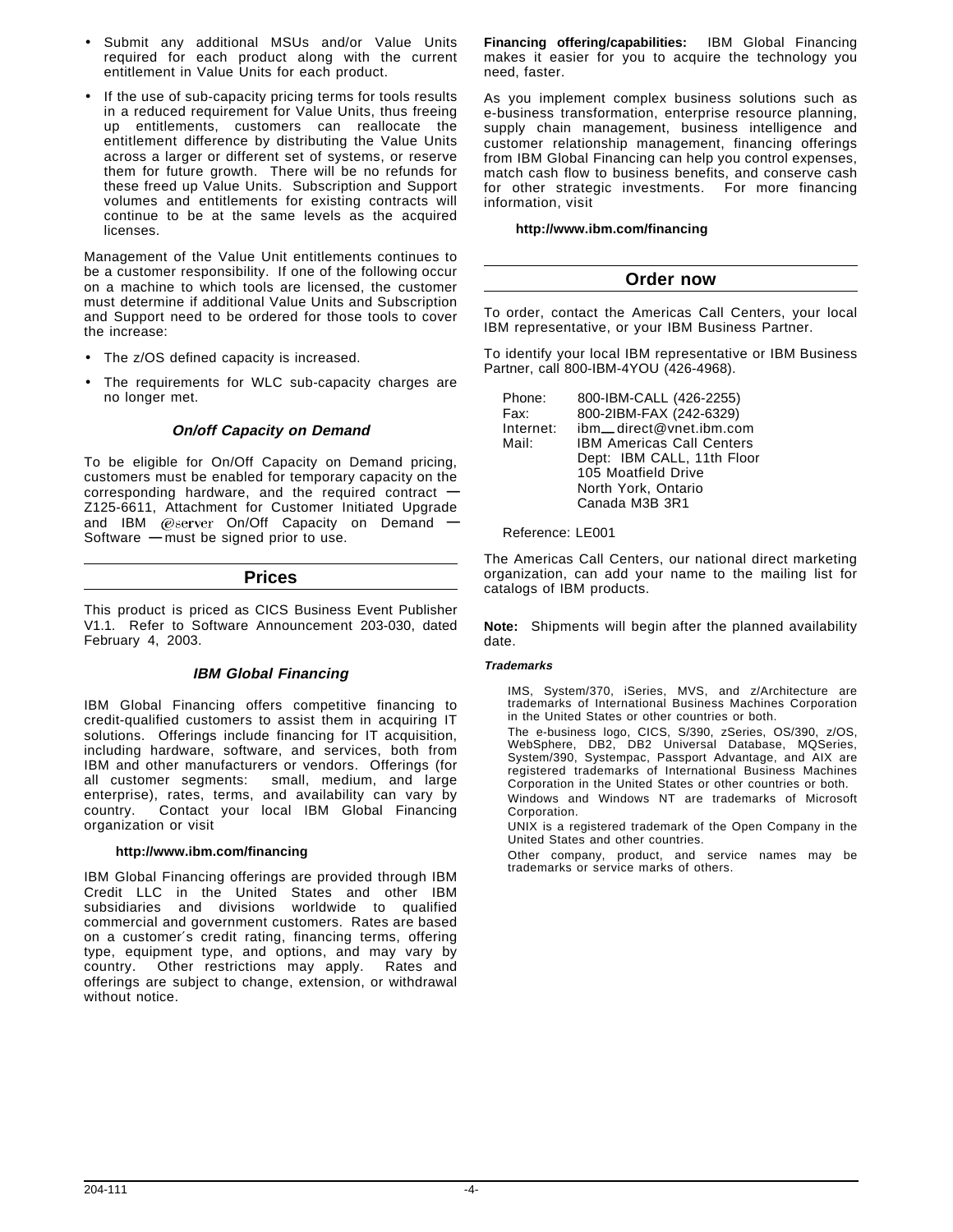- Submit any additional MSUs and/or Value Units required for each product along with the current entitlement in Value Units for each product.
- If the use of sub-capacity pricing terms for tools results in a reduced requirement for Value Units, thus freeing up entitlements, customers can reallocate the entitlement difference by distributing the Value Units across a larger or different set of systems, or reserve them for future growth. There will be no refunds for these freed up Value Units. Subscription and Support volumes and entitlements for existing contracts will continue to be at the same levels as the acquired licenses.

Management of the Value Unit entitlements continues to be a customer responsibility. If one of the following occur on a machine to which tools are licensed, the customer must determine if additional Value Units and Subscription and Support need to be ordered for those tools to cover the increase:

- The z/OS defined capacity is increased.
- The requirements for WLC sub-capacity charges are no longer met.

### *On/off Capacity on Demand*

To be eligible for On/Off Capacity on Demand pricing, customers must be enabled for temporary capacity on the corresponding hardware, and the required contract — Z125-6611, Attachment for Customer Initiated Upgrade and IBM @server On/Off Capacity on Demand — Software — must be signed prior to use.

## Prices

This product is priced as CICS Business Event Publisher V1.1. Refer to Software Announcement 203-030, dated February 4, 2003.

### *IBM Global Financing*

IBM Global Financing offers competitive financing to credit-qualified customers to assist them in acquiring IT solutions. Offerings include financing for IT acquisition, including hardware, software, and services, both from IBM and other manufacturers or vendors. Offerings (for all customer segments: small, medium, and large enterprise), rates, terms, and availability can vary by country. Contact your local IBM Global Financing organization or visit

**http://www.ibm.com/financing**

IBM Global Financing offerings are provided through IBM Credit LLC in the United States and other IBM subsidiaries and divisions worldwide to qualified commercial and government customers. Rates are based on a customer's credit rating, financing terms, offering type, equipment type, and options, and may vary by country. Other restrictions may apply. Rates and offerings are subject to change, extension, or withdrawal without notice.

**Financing offering/capabilities:** IBM Global Financing makes it easier for you to acquire the technology you need, faster.

As you implement complex business solutions such as e-business transformation, enterprise resource planning, supply chain management, business intelligence and customer relationship management, financing offerings from IBM Global Financing can help you control expenses, match cash flow to business benefits, and conserve cash for other strategic investments. For more financing information, visit

**http://www.ibm.com/financing**

## Order now

To order, contact the Americas Call Centers, your local IBM representative, or your IBM Business Partner.

To identify your local IBM representative or IBM Business Partner, call 800-IBM-4YOU (426-4968).

| | |
|---|---|
| Phone: | 800-IBM-CALL (426-2255) |
| Fax: | 800-2IBM-FAX (242-6329) |
| Internet: | ibm_direct@vnet.ibm.com |
| Mail: | IBM Americas Call Centers<br>Dept: IBM CALL, 11th Floor<br>105 Moatfield Drive<br>North York, Ontario<br>Canada M3B 3R1 |

Reference: LE001

The Americas Call Centers, our national direct marketing organization, can add your name to the mailing list for catalogs of IBM products.

**Note:** Shipments will begin after the planned availability date.

#### *Trademarks*

IMS, System/370, iSeries, MVS, and z/Architecture are trademarks of International Business Machines Corporation in the United States or other countries or both.

The e-business logo, CICS, S/390, zSeries, OS/390, z/OS, WebSphere, DB2, DB2 Universal Database, MQSeries, System/390, Systempac, Passport Advantage, and AIX are registered trademarks of International Business Machines Corporation in the United States or other countries or both.

Windows and Windows NT are trademarks of Microsoft Corporation.

UNIX is a registered trademark of the Open Company in the United States and other countries.

Other company, product, and service names may be trademarks or service marks of others.